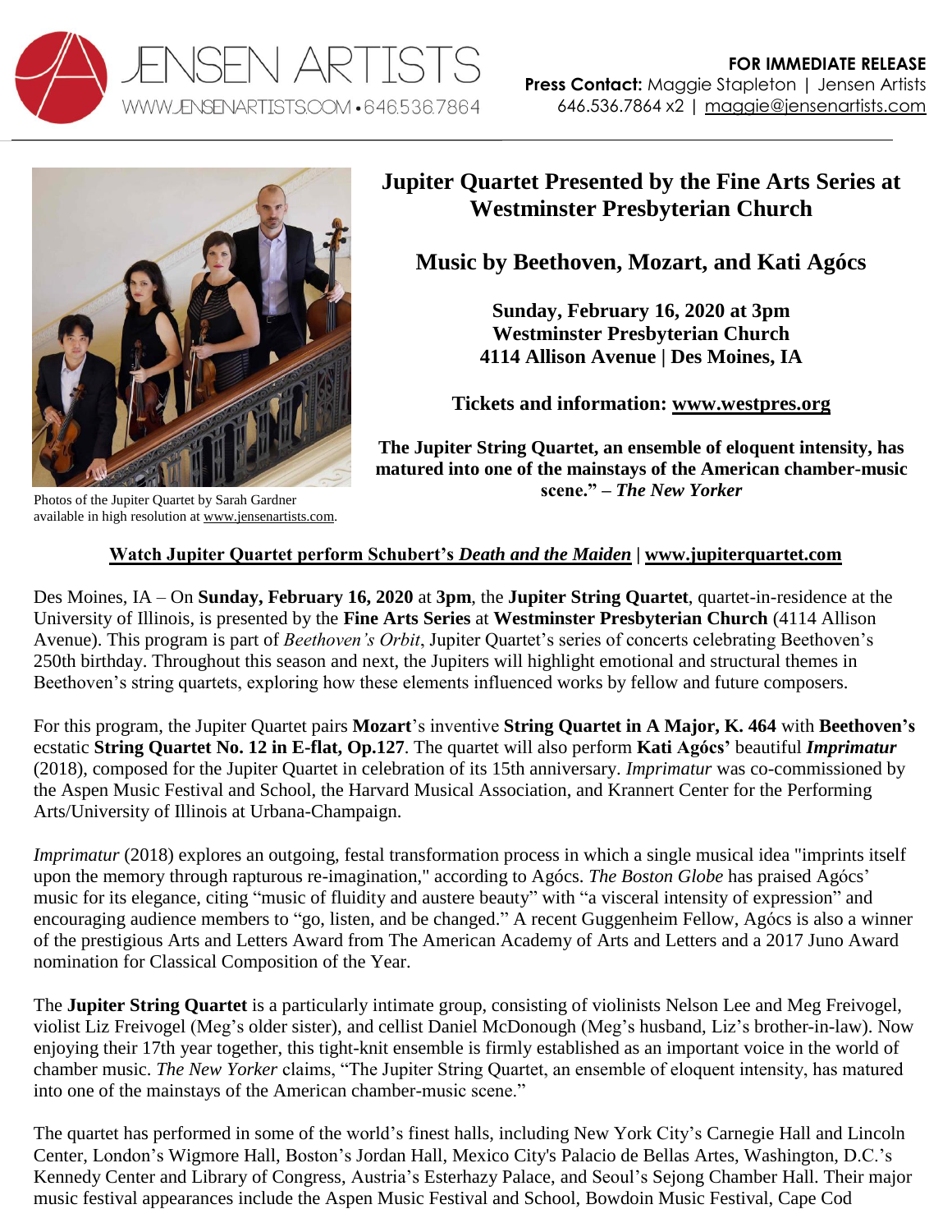JENSEN ARTISTS
WWW.JENSENARTISTS.COM • 646.536.7864

**FOR IMMEDIATE RELEASE**
**Press Contact:** Maggie Stapleton | Jensen Artists
646.536.7864 x2 | maggie@jensenartists.com

Photos of the Jupiter Quartet by Sarah Gardner available in high resolution at www.jensenartists.com.

# Jupiter Quartet Presented by the Fine Arts Series at Westminster Presbyterian Church

## Music by Beethoven, Mozart, and Kati Agócs

**Sunday, February 16, 2020 at 3pm**
**Westminster Presbyterian Church**
**4114 Allison Avenue | Des Moines, IA**

**Tickets and information: www.westpres.org**

**The Jupiter String Quartet, an ensemble of eloquent intensity, has matured into one of the mainstays of the American chamber-music scene." – *The New Yorker***

**Watch Jupiter Quartet perform Schubert's *Death and the Maiden* | www.jupiterquartet.com**

Des Moines, IA – On **Sunday, February 16, 2020** at **3pm**, the **Jupiter String Quartet**, quartet-in-residence at the University of Illinois, is presented by the **Fine Arts Series** at **Westminster Presbyterian Church** (4114 Allison Avenue). This program is part of *Beethoven's Orbit*, Jupiter Quartet's series of concerts celebrating Beethoven's 250th birthday. Throughout this season and next, the Jupiters will highlight emotional and structural themes in Beethoven's string quartets, exploring how these elements influenced works by fellow and future composers.

For this program, the Jupiter Quartet pairs **Mozart**'s inventive **String Quartet in A Major, K. 464** with **Beethoven's** ecstatic **String Quartet No. 12 in E-flat, Op.127**. The quartet will also perform **Kati Agócs'** beautiful ***Imprimatur*** (2018), composed for the Jupiter Quartet in celebration of its 15th anniversary. *Imprimatur* was co-commissioned by the Aspen Music Festival and School, the Harvard Musical Association, and Krannert Center for the Performing Arts/University of Illinois at Urbana-Champaign.

*Imprimatur* (2018) explores an outgoing, festal transformation process in which a single musical idea "imprints itself upon the memory through rapturous re-imagination," according to Agócs. *The Boston Globe* has praised Agócs' music for its elegance, citing "music of fluidity and austere beauty" with "a visceral intensity of expression" and encouraging audience members to "go, listen, and be changed." A recent Guggenheim Fellow, Agócs is also a winner of the prestigious Arts and Letters Award from The American Academy of Arts and Letters and a 2017 Juno Award nomination for Classical Composition of the Year.

The **Jupiter String Quartet** is a particularly intimate group, consisting of violinists Nelson Lee and Meg Freivogel, violist Liz Freivogel (Meg's older sister), and cellist Daniel McDonough (Meg's husband, Liz's brother-in-law). Now enjoying their 17th year together, this tight-knit ensemble is firmly established as an important voice in the world of chamber music. *The New Yorker* claims, "The Jupiter String Quartet, an ensemble of eloquent intensity, has matured into one of the mainstays of the American chamber-music scene."

The quartet has performed in some of the world's finest halls, including New York City's Carnegie Hall and Lincoln Center, London's Wigmore Hall, Boston's Jordan Hall, Mexico City's Palacio de Bellas Artes, Washington, D.C.'s Kennedy Center and Library of Congress, Austria's Esterhazy Palace, and Seoul's Sejong Chamber Hall. Their major music festival appearances include the Aspen Music Festival and School, Bowdoin Music Festival, Cape Cod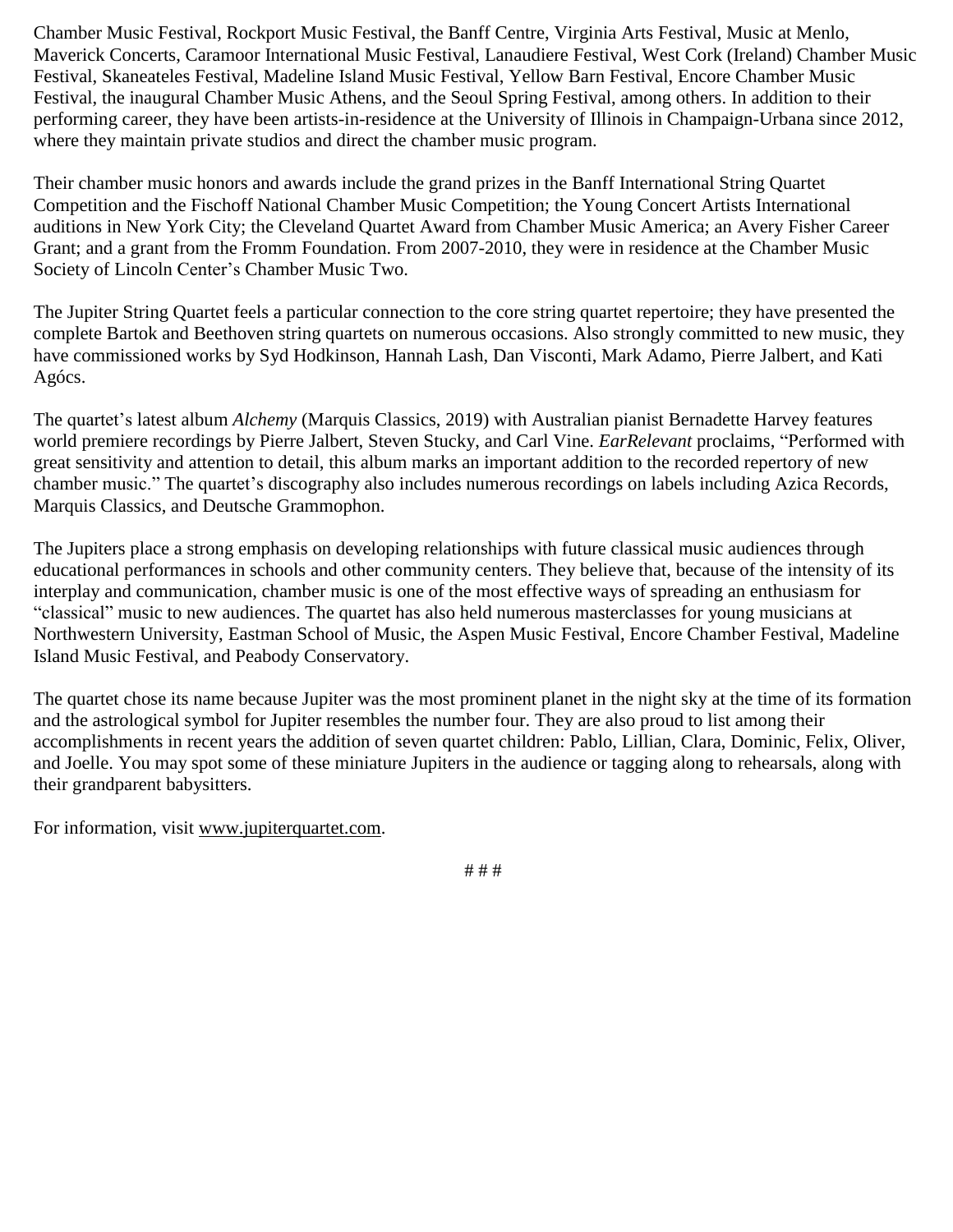Chamber Music Festival, Rockport Music Festival, the Banff Centre, Virginia Arts Festival, Music at Menlo, Maverick Concerts, Caramoor International Music Festival, Lanaudiere Festival, West Cork (Ireland) Chamber Music Festival, Skaneateles Festival, Madeline Island Music Festival, Yellow Barn Festival, Encore Chamber Music Festival, the inaugural Chamber Music Athens, and the Seoul Spring Festival, among others. In addition to their performing career, they have been artists-in-residence at the University of Illinois in Champaign-Urbana since 2012, where they maintain private studios and direct the chamber music program.

Their chamber music honors and awards include the grand prizes in the Banff International String Quartet Competition and the Fischoff National Chamber Music Competition; the Young Concert Artists International auditions in New York City; the Cleveland Quartet Award from Chamber Music America; an Avery Fisher Career Grant; and a grant from the Fromm Foundation. From 2007-2010, they were in residence at the Chamber Music Society of Lincoln Center's Chamber Music Two.

The Jupiter String Quartet feels a particular connection to the core string quartet repertoire; they have presented the complete Bartok and Beethoven string quartets on numerous occasions. Also strongly committed to new music, they have commissioned works by Syd Hodkinson, Hannah Lash, Dan Visconti, Mark Adamo, Pierre Jalbert, and Kati Agócs.

The quartet's latest album *Alchemy* (Marquis Classics, 2019) with Australian pianist Bernadette Harvey features world premiere recordings by Pierre Jalbert, Steven Stucky, and Carl Vine. *EarRelevant* proclaims, "Performed with great sensitivity and attention to detail, this album marks an important addition to the recorded repertory of new chamber music." The quartet's discography also includes numerous recordings on labels including Azica Records, Marquis Classics, and Deutsche Grammophon.

The Jupiters place a strong emphasis on developing relationships with future classical music audiences through educational performances in schools and other community centers. They believe that, because of the intensity of its interplay and communication, chamber music is one of the most effective ways of spreading an enthusiasm for "classical" music to new audiences. The quartet has also held numerous masterclasses for young musicians at Northwestern University, Eastman School of Music, the Aspen Music Festival, Encore Chamber Festival, Madeline Island Music Festival, and Peabody Conservatory.

The quartet chose its name because Jupiter was the most prominent planet in the night sky at the time of its formation and the astrological symbol for Jupiter resembles the number four. They are also proud to list among their accomplishments in recent years the addition of seven quartet children: Pablo, Lillian, Clara, Dominic, Felix, Oliver, and Joelle. You may spot some of these miniature Jupiters in the audience or tagging along to rehearsals, along with their grandparent babysitters.

For information, visit www.jupiterquartet.com.

# # #